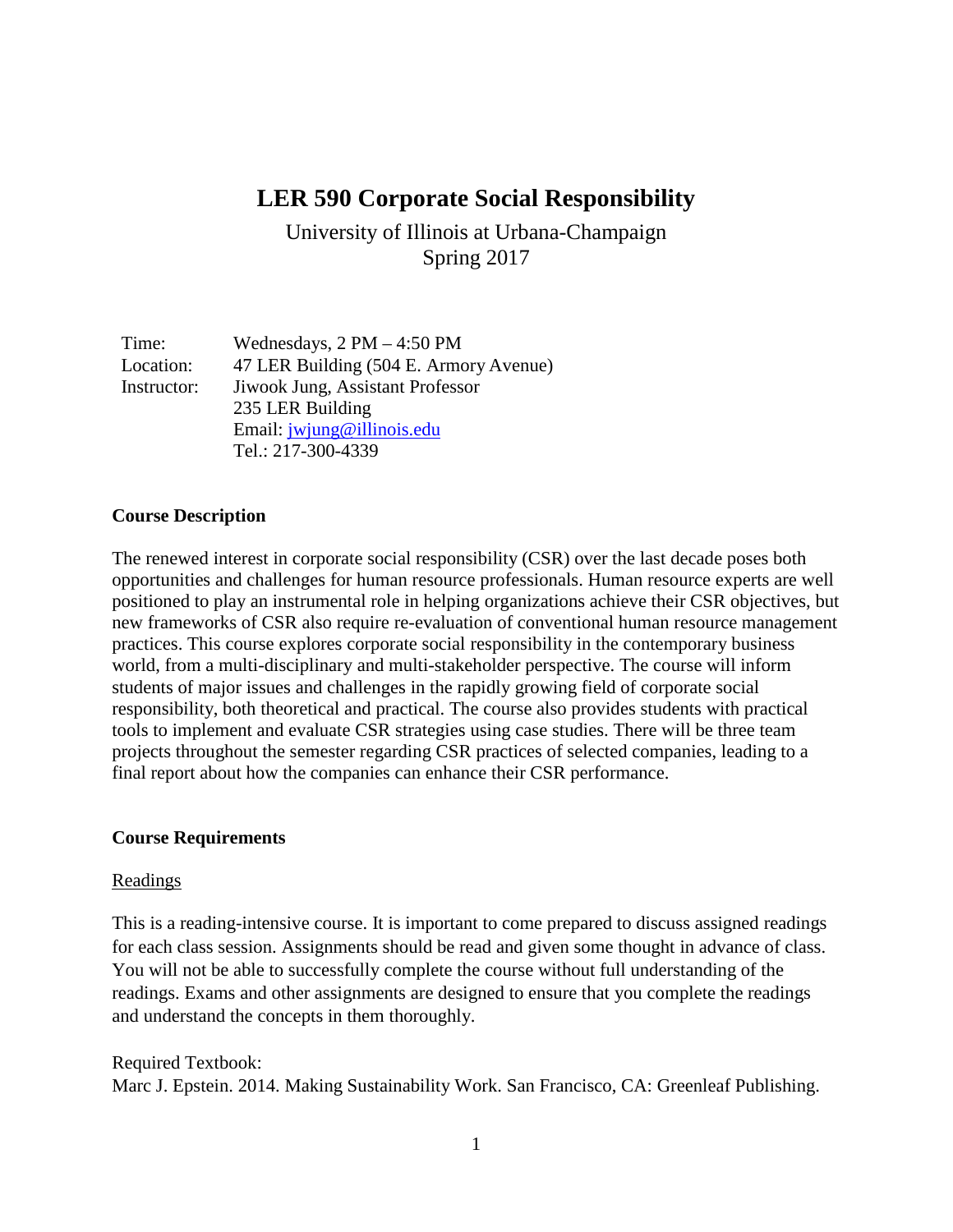# LER 590 Corporate Social Responsibility

University of Illinois at Urbana-Champaign
Spring 2017

| | |
|---|---|
| Time: | Wednesdays, 2 PM – 4:50 PM |
| Location: | 47 LER Building (504 E. Armory Avenue) |
| Instructor: | Jiwook Jung, Assistant Professor<br>235 LER Building<br>Email: jwjung@illinois.edu<br>Tel.: 217-300-4339 |

## Course Description

The renewed interest in corporate social responsibility (CSR) over the last decade poses both opportunities and challenges for human resource professionals. Human resource experts are well positioned to play an instrumental role in helping organizations achieve their CSR objectives, but new frameworks of CSR also require re-evaluation of conventional human resource management practices. This course explores corporate social responsibility in the contemporary business world, from a multi-disciplinary and multi-stakeholder perspective. The course will inform students of major issues and challenges in the rapidly growing field of corporate social responsibility, both theoretical and practical. The course also provides students with practical tools to implement and evaluate CSR strategies using case studies. There will be three team projects throughout the semester regarding CSR practices of selected companies, leading to a final report about how the companies can enhance their CSR performance.

## Course Requirements

### Readings

This is a reading-intensive course. It is important to come prepared to discuss assigned readings for each class session. Assignments should be read and given some thought in advance of class. You will not be able to successfully complete the course without full understanding of the readings. Exams and other assignments are designed to ensure that you complete the readings and understand the concepts in them thoroughly.

Required Textbook:
Marc J. Epstein. 2014. Making Sustainability Work. San Francisco, CA: Greenleaf Publishing.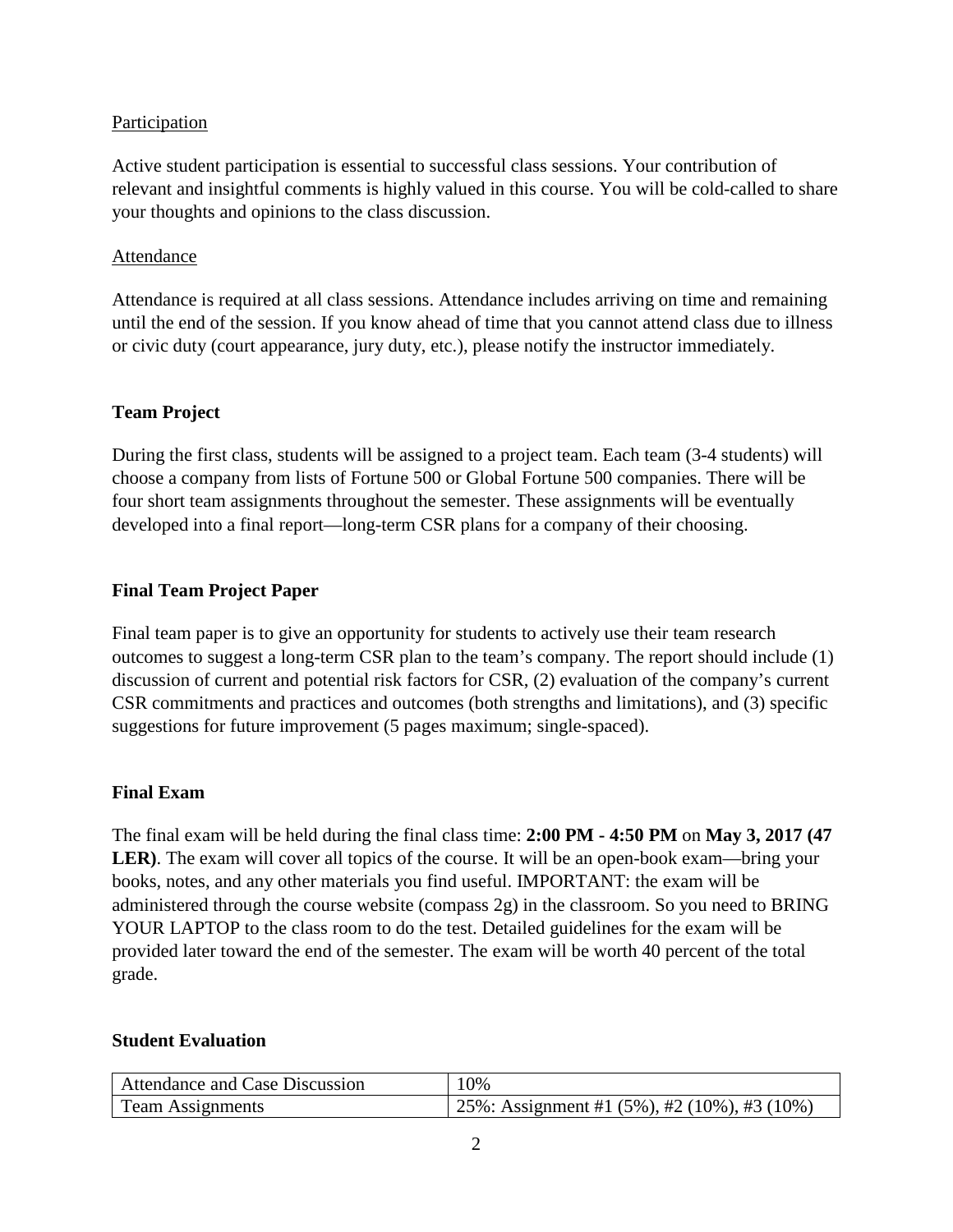<u>Participation</u>

Active student participation is essential to successful class sessions. Your contribution of relevant and insightful comments is highly valued in this course. You will be cold-called to share your thoughts and opinions to the class discussion.

<u>Attendance</u>

Attendance is required at all class sessions. Attendance includes arriving on time and remaining until the end of the session. If you know ahead of time that you cannot attend class due to illness or civic duty (court appearance, jury duty, etc.), please notify the instructor immediately.

**Team Project**

During the first class, students will be assigned to a project team. Each team (3-4 students) will choose a company from lists of Fortune 500 or Global Fortune 500 companies. There will be four short team assignments throughout the semester. These assignments will be eventually developed into a final report—long-term CSR plans for a company of their choosing.

**Final Team Project Paper**

Final team paper is to give an opportunity for students to actively use their team research outcomes to suggest a long-term CSR plan to the team's company. The report should include (1) discussion of current and potential risk factors for CSR, (2) evaluation of the company's current CSR commitments and practices and outcomes (both strengths and limitations), and (3) specific suggestions for future improvement (5 pages maximum; single-spaced).

**Final Exam**

The final exam will be held during the final class time: **2:00 PM - 4:50 PM** on **May 3, 2017 (47 LER)**. The exam will cover all topics of the course. It will be an open-book exam—bring your books, notes, and any other materials you find useful. IMPORTANT: the exam will be administered through the course website (compass 2g) in the classroom. So you need to BRING YOUR LAPTOP to the class room to do the test. Detailed guidelines for the exam will be provided later toward the end of the semester. The exam will be worth 40 percent of the total grade.

**Student Evaluation**

| Attendance and Case Discussion | 10% |
|---|---|
| Team Assignments | 25%: Assignment #1 (5%), #2 (10%), #3 (10%) |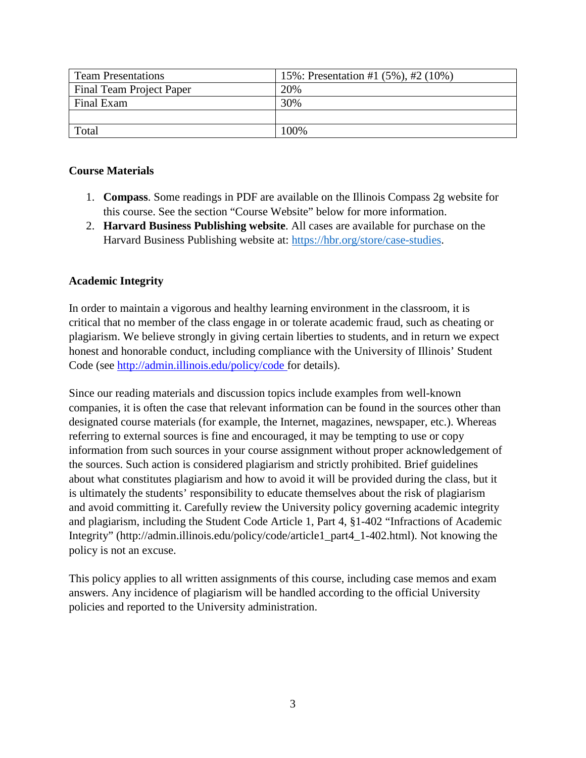| Team Presentations | 15%: Presentation #1 (5%), #2 (10%) |
|---|---|
| Final Team Project Paper | 20% |
| Final Exam | 30% |
| | |
| Total | 100% |

**Course Materials**

1. **Compass**. Some readings in PDF are available on the Illinois Compass 2g website for this course. See the section "Course Website" below for more information.
2. **Harvard Business Publishing website**. All cases are available for purchase on the Harvard Business Publishing website at: https://hbr.org/store/case-studies.

**Academic Integrity**

In order to maintain a vigorous and healthy learning environment in the classroom, it is critical that no member of the class engage in or tolerate academic fraud, such as cheating or plagiarism. We believe strongly in giving certain liberties to students, and in return we expect honest and honorable conduct, including compliance with the University of Illinois' Student Code (see http://admin.illinois.edu/policy/code for details).

Since our reading materials and discussion topics include examples from well-known companies, it is often the case that relevant information can be found in the sources other than designated course materials (for example, the Internet, magazines, newspaper, etc.). Whereas referring to external sources is fine and encouraged, it may be tempting to use or copy information from such sources in your course assignment without proper acknowledgement of the sources. Such action is considered plagiarism and strictly prohibited. Brief guidelines about what constitutes plagiarism and how to avoid it will be provided during the class, but it is ultimately the students' responsibility to educate themselves about the risk of plagiarism and avoid committing it. Carefully review the University policy governing academic integrity and plagiarism, including the Student Code Article 1, Part 4, §1-402 "Infractions of Academic Integrity" (http://admin.illinois.edu/policy/code/article1_part4_1-402.html). Not knowing the policy is not an excuse.

This policy applies to all written assignments of this course, including case memos and exam answers. Any incidence of plagiarism will be handled according to the official University policies and reported to the University administration.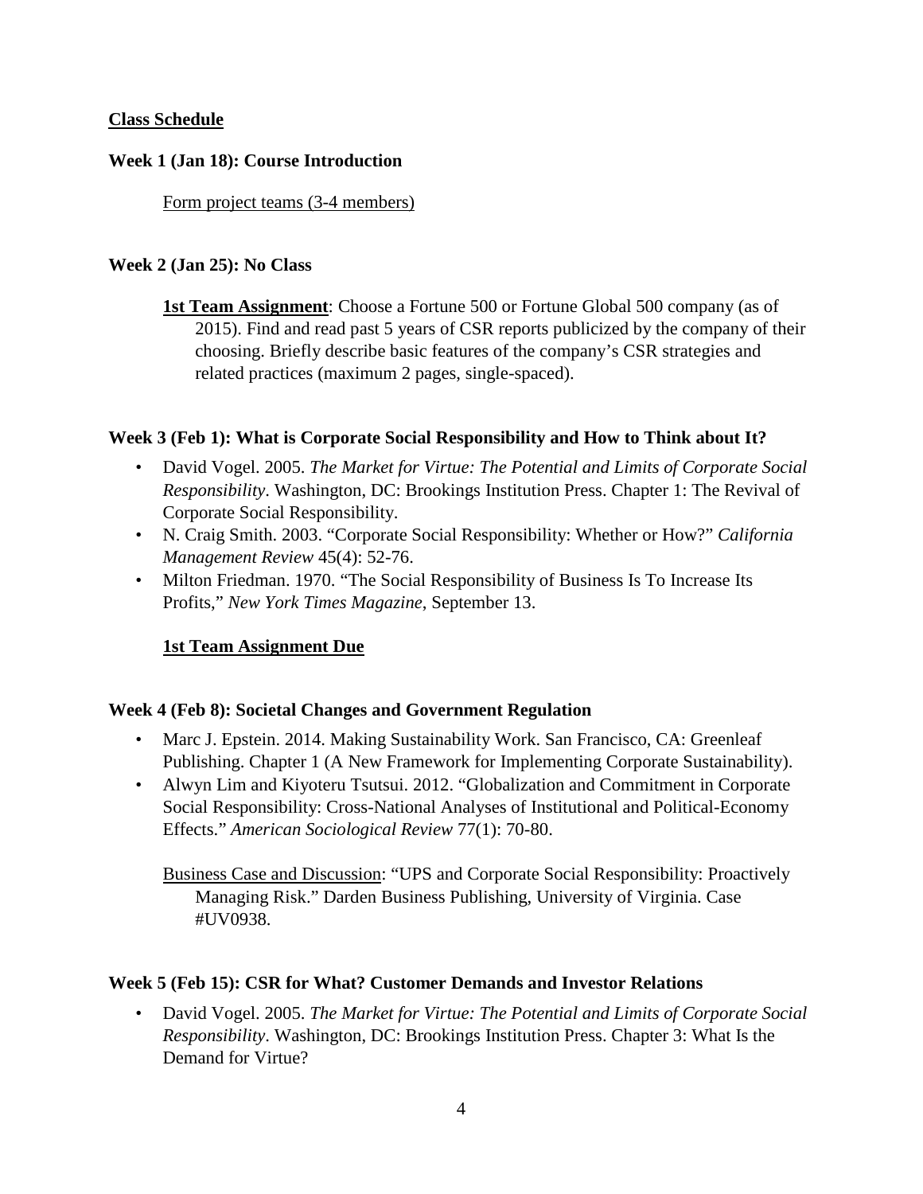**<u>Class Schedule</u>**

**Week 1 (Jan 18): Course Introduction**

<u>Form project teams (3-4 members)</u>

**Week 2 (Jan 25): No Class**

**<u>1st Team Assignment</u>**: Choose a Fortune 500 or Fortune Global 500 company (as of 2015). Find and read past 5 years of CSR reports publicized by the company of their choosing. Briefly describe basic features of the company's CSR strategies and related practices (maximum 2 pages, single-spaced).

**Week 3 (Feb 1): What is Corporate Social Responsibility and How to Think about It?**

- David Vogel. 2005. *The Market for Virtue: The Potential and Limits of Corporate Social Responsibility*. Washington, DC: Brookings Institution Press. Chapter 1: The Revival of Corporate Social Responsibility.
- N. Craig Smith. 2003. "Corporate Social Responsibility: Whether or How?" *California Management Review* 45(4): 52-76.
- Milton Friedman. 1970. "The Social Responsibility of Business Is To Increase Its Profits," *New York Times Magazine*, September 13.

**<u>1st Team Assignment Due</u>**

**Week 4 (Feb 8): Societal Changes and Government Regulation**

- Marc J. Epstein. 2014. Making Sustainability Work. San Francisco, CA: Greenleaf Publishing. Chapter 1 (A New Framework for Implementing Corporate Sustainability).
- Alwyn Lim and Kiyoteru Tsutsui. 2012. "Globalization and Commitment in Corporate Social Responsibility: Cross-National Analyses of Institutional and Political-Economy Effects." *American Sociological Review* 77(1): 70-80.

<u>Business Case and Discussion</u>: "UPS and Corporate Social Responsibility: Proactively Managing Risk." Darden Business Publishing, University of Virginia. Case #UV0938.

**Week 5 (Feb 15): CSR for What? Customer Demands and Investor Relations**

- David Vogel. 2005. *The Market for Virtue: The Potential and Limits of Corporate Social Responsibility*. Washington, DC: Brookings Institution Press. Chapter 3: What Is the Demand for Virtue?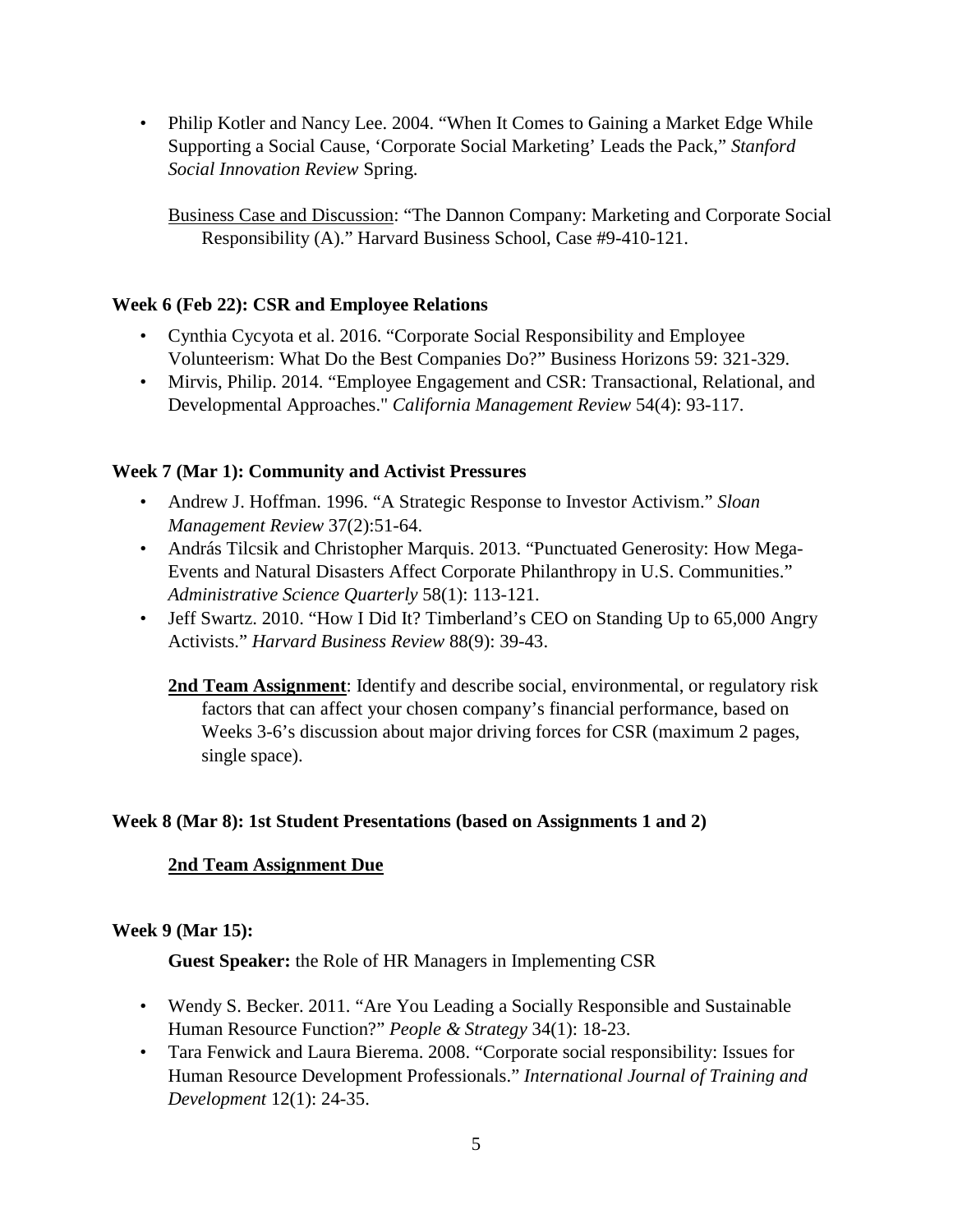- Philip Kotler and Nancy Lee. 2004. "When It Comes to Gaining a Market Edge While Supporting a Social Cause, 'Corporate Social Marketing' Leads the Pack," *Stanford Social Innovation Review* Spring.

  Business Case and Discussion: "The Dannon Company: Marketing and Corporate Social Responsibility (A)." Harvard Business School, Case #9-410-121.

**Week 6 (Feb 22): CSR and Employee Relations**

- Cynthia Cycyota et al. 2016. "Corporate Social Responsibility and Employee Volunteerism: What Do the Best Companies Do?" Business Horizons 59: 321-329.
- Mirvis, Philip. 2014. "Employee Engagement and CSR: Transactional, Relational, and Developmental Approaches." *California Management Review* 54(4): 93-117.

**Week 7 (Mar 1): Community and Activist Pressures**

- Andrew J. Hoffman. 1996. "A Strategic Response to Investor Activism." *Sloan Management Review* 37(2):51-64.
- András Tilcsik and Christopher Marquis. 2013. "Punctuated Generosity: How Mega-Events and Natural Disasters Affect Corporate Philanthropy in U.S. Communities." *Administrative Science Quarterly* 58(1): 113-121.
- Jeff Swartz. 2010. "How I Did It? Timberland's CEO on Standing Up to 65,000 Angry Activists." *Harvard Business Review* 88(9): 39-43.

  **2nd Team Assignment**: Identify and describe social, environmental, or regulatory risk factors that can affect your chosen company's financial performance, based on Weeks 3-6's discussion about major driving forces for CSR (maximum 2 pages, single space).

**Week 8 (Mar 8): 1st Student Presentations (based on Assignments 1 and 2)**

**2nd Team Assignment Due**

**Week 9 (Mar 15):**

**Guest Speaker:** the Role of HR Managers in Implementing CSR

- Wendy S. Becker. 2011. "Are You Leading a Socially Responsible and Sustainable Human Resource Function?" *People & Strategy* 34(1): 18-23.
- Tara Fenwick and Laura Bierema. 2008. "Corporate social responsibility: Issues for Human Resource Development Professionals." *International Journal of Training and Development* 12(1): 24-35.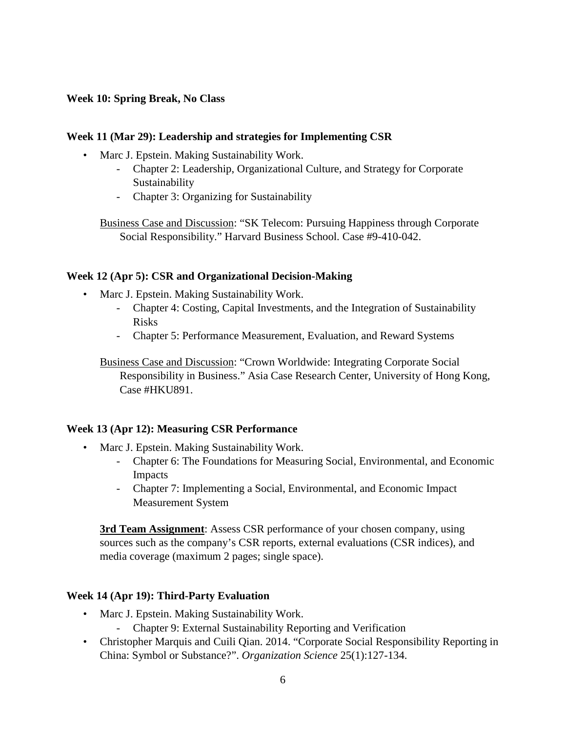**Week 10: Spring Break, No Class**

**Week 11 (Mar 29): Leadership and strategies for Implementing CSR**

- Marc J. Epstein. Making Sustainability Work.
    - Chapter 2: Leadership, Organizational Culture, and Strategy for Corporate Sustainability
    - Chapter 3: Organizing for Sustainability

Business Case and Discussion: "SK Telecom: Pursuing Happiness through Corporate Social Responsibility." Harvard Business School. Case #9-410-042.

**Week 12 (Apr 5): CSR and Organizational Decision-Making**

- Marc J. Epstein. Making Sustainability Work.
    - Chapter 4: Costing, Capital Investments, and the Integration of Sustainability Risks
    - Chapter 5: Performance Measurement, Evaluation, and Reward Systems

Business Case and Discussion: "Crown Worldwide: Integrating Corporate Social Responsibility in Business." Asia Case Research Center, University of Hong Kong, Case #HKU891.

**Week 13 (Apr 12): Measuring CSR Performance**

- Marc J. Epstein. Making Sustainability Work.
    - Chapter 6: The Foundations for Measuring Social, Environmental, and Economic Impacts
    - Chapter 7: Implementing a Social, Environmental, and Economic Impact Measurement System

**3rd Team Assignment**: Assess CSR performance of your chosen company, using sources such as the company's CSR reports, external evaluations (CSR indices), and media coverage (maximum 2 pages; single space).

**Week 14 (Apr 19): Third-Party Evaluation**

- Marc J. Epstein. Making Sustainability Work.
    - Chapter 9: External Sustainability Reporting and Verification
- Christopher Marquis and Cuili Qian. 2014. "Corporate Social Responsibility Reporting in China: Symbol or Substance?". *Organization Science* 25(1):127-134.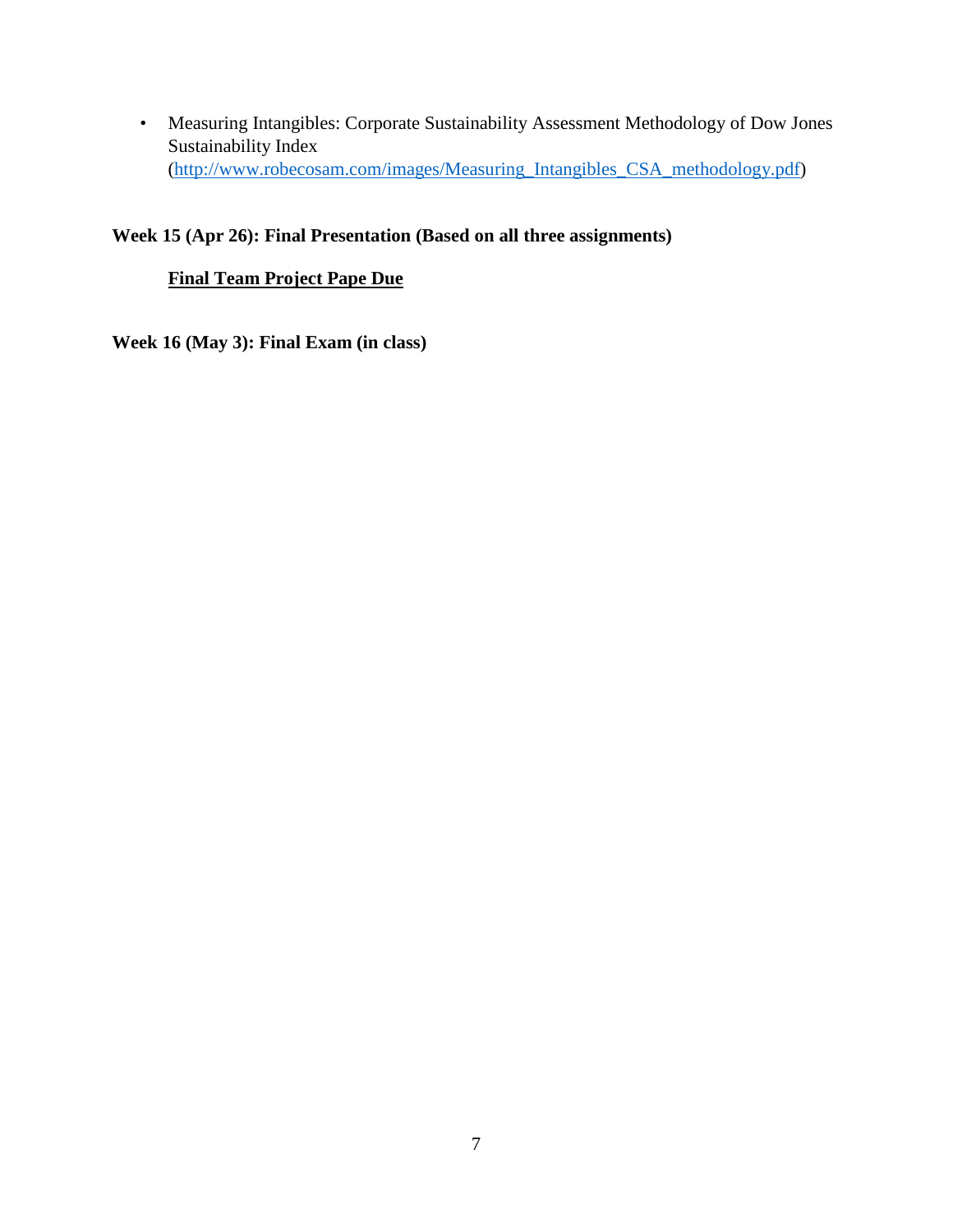- Measuring Intangibles: Corporate Sustainability Assessment Methodology of Dow Jones Sustainability Index (http://www.robecosam.com/images/Measuring_Intangibles_CSA_methodology.pdf)

**Week 15 (Apr 26): Final Presentation (Based on all three assignments)**

**Final Team Project Pape Due**

**Week 16 (May 3): Final Exam (in class)**